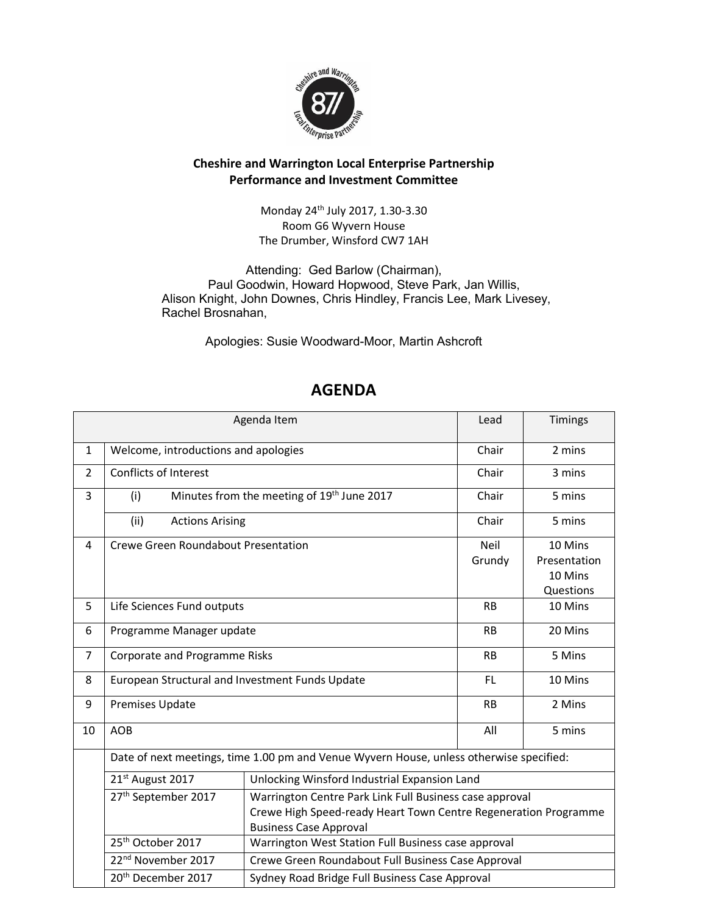**Cheshire and Warrington Local Enterprise Partnership**
**Performance and Investment Committee**

Monday 24th July 2017, 1.30-3.30
Room G6 Wyvern House
The Drumber, Winsford CW7 1AH

Attending: Ged Barlow (Chairman),
Paul Goodwin, Howard Hopwood, Steve Park, Jan Willis,
Alison Knight, John Downes, Chris Hindley, Francis Lee, Mark Livesey,
Rachel Brosnahan,

Apologies: Susie Woodward-Moor, Martin Ashcroft

# AGENDA

| | Agenda Item | Lead | Timings |
|---|---|---|---|
| 1 | Welcome, introductions and apologies | Chair | 2 mins |
| 2 | Conflicts of Interest | Chair | 3 mins |
| 3 | (i) Minutes from the meeting of 19th June 2017 | Chair | 5 mins |
| | (ii) Actions Arising | Chair | 5 mins |
| 4 | Crewe Green Roundabout Presentation | Neil Grundy | 10 Mins Presentation 10 Mins Questions |
| 5 | Life Sciences Fund outputs | RB | 10 Mins |
| 6 | Programme Manager update | RB | 20 Mins |
| 7 | Corporate and Programme Risks | RB | 5 Mins |
| 8 | European Structural and Investment Funds Update | FL | 10 Mins |
| 9 | Premises Update | RB | 2 Mins |
| 10 | AOB | All | 5 mins |

Date of next meetings, time 1.00 pm and Venue Wyvern House, unless otherwise specified:

| Date | Item |
|---|---|
| 21st August 2017 | Unlocking Winsford Industrial Expansion Land |
| 27th September 2017 | Warrington Centre Park Link Full Business case approval<br>Crewe High Speed-ready Heart Town Centre Regeneration Programme Business Case Approval |
| 25th October 2017 | Warrington West Station Full Business case approval |
| 22nd November 2017 | Crewe Green Roundabout Full Business Case Approval |
| 20th December 2017 | Sydney Road Bridge Full Business Case Approval |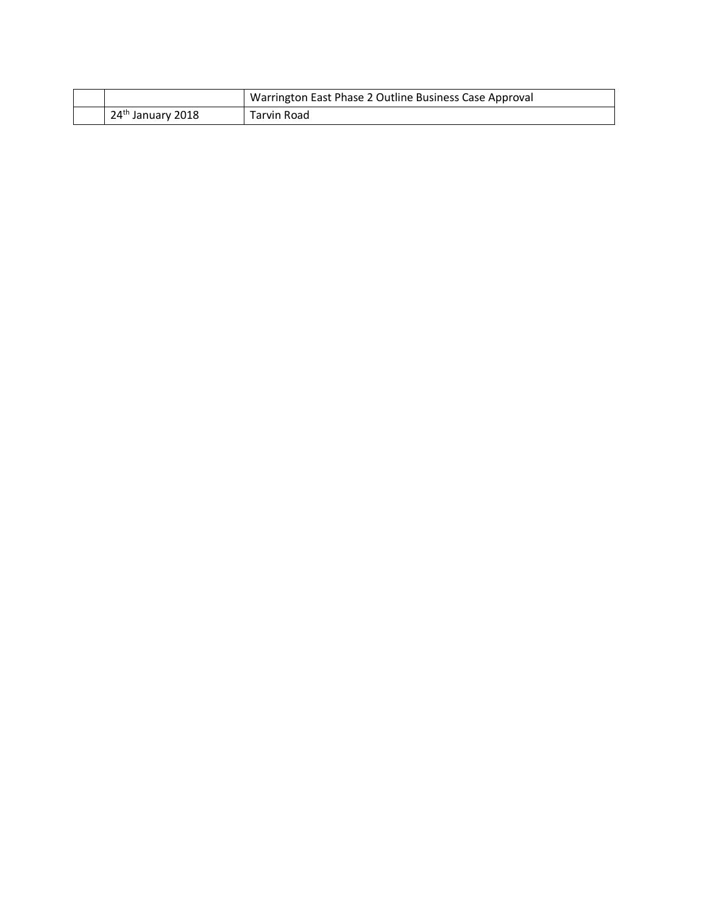| | | |
|---|---|---|
| | | Warrington East Phase 2 Outline Business Case Approval |
| | 24th January 2018 | Tarvin Road |